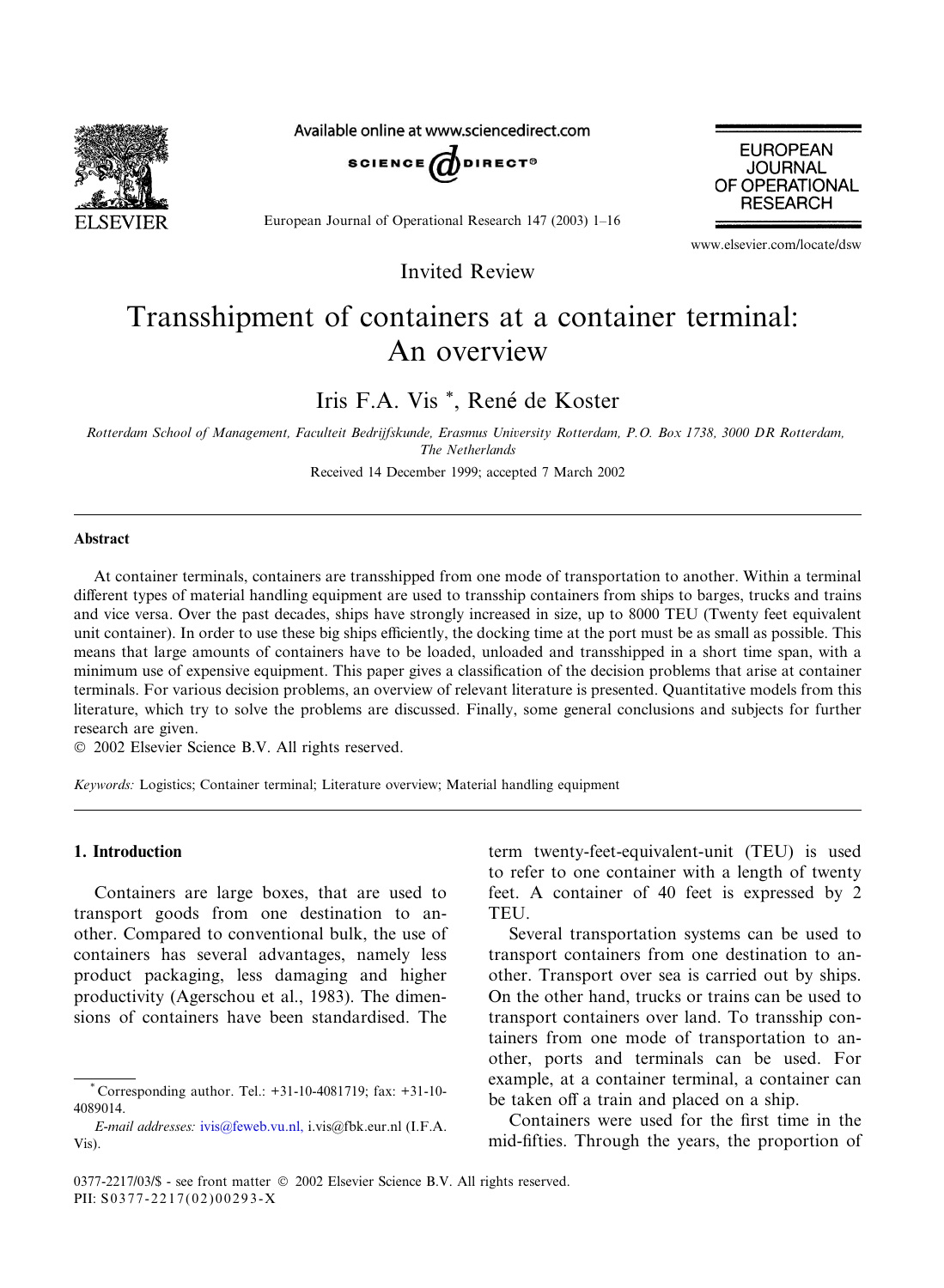Invited Review

# Transshipment of containers at a container terminal: An overview

Iris F.A. Vis *, René de Koster

*Rotterdam School of Management, Faculteit Bedrijfskunde, Erasmus University Rotterdam, P.O. Box 1738, 3000 DR Rotterdam, The Netherlands*

Received 14 December 1999; accepted 7 March 2002

## Abstract

At container terminals, containers are transshipped from one mode of transportation to another. Within a terminal different types of material handling equipment are used to transship containers from ships to barges, trucks and trains and vice versa. Over the past decades, ships have strongly increased in size, up to 8000 TEU (Twenty feet equivalent unit container). In order to use these big ships efficiently, the docking time at the port must be as small as possible. This means that large amounts of containers have to be loaded, unloaded and transshipped in a short time span, with a minimum use of expensive equipment. This paper gives a classification of the decision problems that arise at container terminals. For various decision problems, an overview of relevant literature is presented. Quantitative models from this literature, which try to solve the problems are discussed. Finally, some general conclusions and subjects for further research are given.

© 2002 Elsevier Science B.V. All rights reserved.

*Keywords:* Logistics; Container terminal; Literature overview; Material handling equipment

## 1. Introduction

Containers are large boxes, that are used to transport goods from one destination to another. Compared to conventional bulk, the use of containers has several advantages, namely less product packaging, less damaging and higher productivity (Agerschou et al., 1983). The dimensions of containers have been standardised. The term twenty-feet-equivalent-unit (TEU) is used to refer to one container with a length of twenty feet. A container of 40 feet is expressed by 2 TEU.

Several transportation systems can be used to transport containers from one destination to another. Transport over sea is carried out by ships. On the other hand, trucks or trains can be used to transport containers over land. To transship containers from one mode of transportation to another, ports and terminals can be used. For example, at a container terminal, a container can be taken off a train and placed on a ship.

Containers were used for the first time in the mid-fifties. Through the years, the proportion of

* Corresponding author. Tel.: +31-10-4081719; fax: +31-10-4089014.

*E-mail addresses:* ivis@feweb.vu.nl, i.vis@fbk.eur.nl (I.F.A. Vis).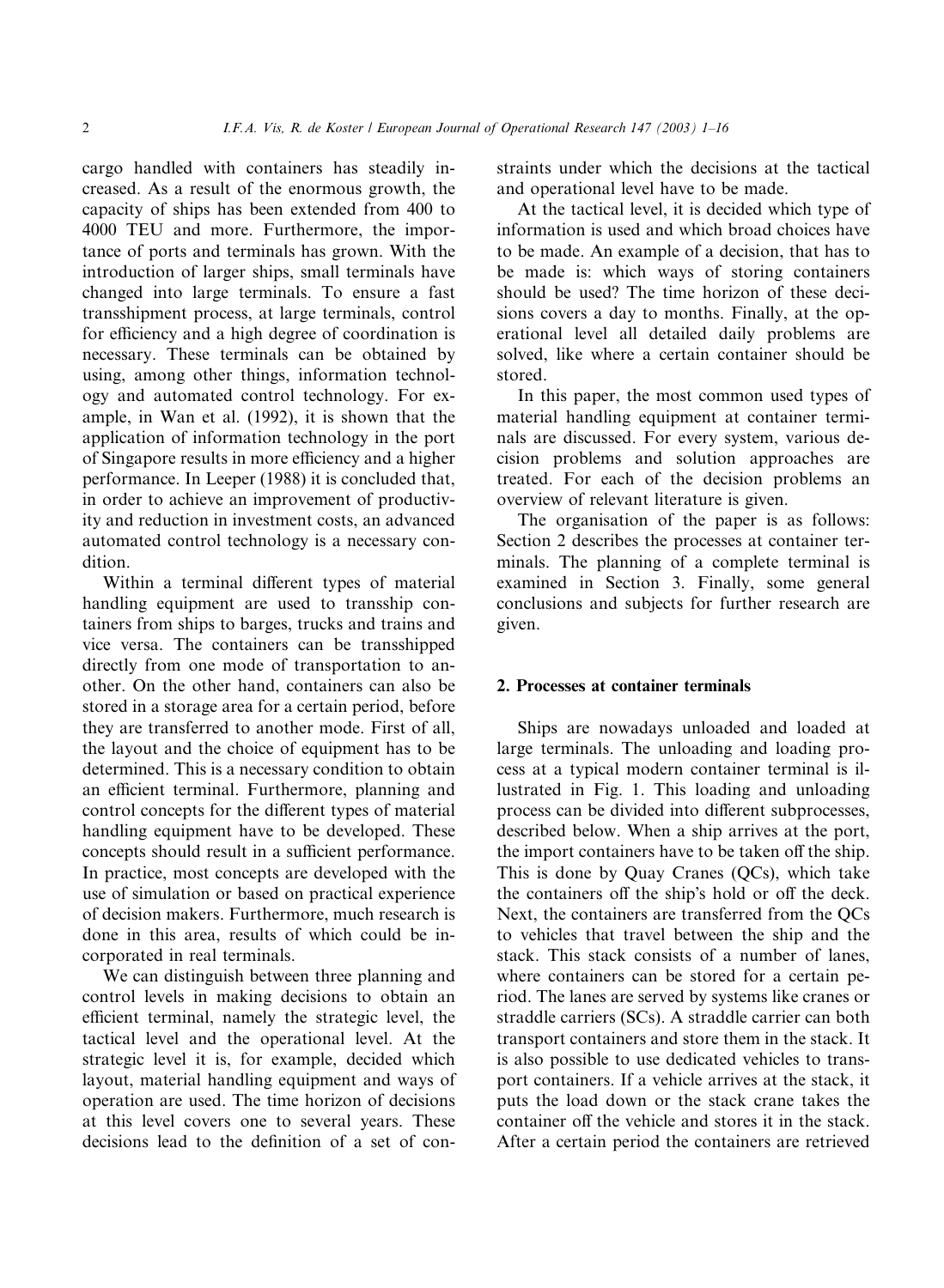cargo handled with containers has steadily increased. As a result of the enormous growth, the capacity of ships has been extended from 400 to 4000 TEU and more. Furthermore, the importance of ports and terminals has grown. With the introduction of larger ships, small terminals have changed into large terminals. To ensure a fast transshipment process, at large terminals, control for efficiency and a high degree of coordination is necessary. These terminals can be obtained by using, among other things, information technology and automated control technology. For example, in Wan et al. (1992), it is shown that the application of information technology in the port of Singapore results in more efficiency and a higher performance. In Leeper (1988) it is concluded that, in order to achieve an improvement of productivity and reduction in investment costs, an advanced automated control technology is a necessary condition.

Within a terminal different types of material handling equipment are used to transship containers from ships to barges, trucks and trains and vice versa. The containers can be transshipped directly from one mode of transportation to another. On the other hand, containers can also be stored in a storage area for a certain period, before they are transferred to another mode. First of all, the layout and the choice of equipment has to be determined. This is a necessary condition to obtain an efficient terminal. Furthermore, planning and control concepts for the different types of material handling equipment have to be developed. These concepts should result in a sufficient performance. In practice, most concepts are developed with the use of simulation or based on practical experience of decision makers. Furthermore, much research is done in this area, results of which could be incorporated in real terminals.

We can distinguish between three planning and control levels in making decisions to obtain an efficient terminal, namely the strategic level, the tactical level and the operational level. At the strategic level it is, for example, decided which layout, material handling equipment and ways of operation are used. The time horizon of decisions at this level covers one to several years. These decisions lead to the definition of a set of constraints under which the decisions at the tactical and operational level have to be made.

At the tactical level, it is decided which type of information is used and which broad choices have to be made. An example of a decision, that has to be made is: which ways of storing containers should be used? The time horizon of these decisions covers a day to months. Finally, at the operational level all detailed daily problems are solved, like where a certain container should be stored.

In this paper, the most common used types of material handling equipment at container terminals are discussed. For every system, various decision problems and solution approaches are treated. For each of the decision problems an overview of relevant literature is given.

The organisation of the paper is as follows: Section 2 describes the processes at container terminals. The planning of a complete terminal is examined in Section 3. Finally, some general conclusions and subjects for further research are given.

## 2. Processes at container terminals

Ships are nowadays unloaded and loaded at large terminals. The unloading and loading process at a typical modern container terminal is illustrated in Fig. 1. This loading and unloading process can be divided into different subprocesses, described below. When a ship arrives at the port, the import containers have to be taken off the ship. This is done by Quay Cranes (QCs), which take the containers off the ship's hold or off the deck. Next, the containers are transferred from the QCs to vehicles that travel between the ship and the stack. This stack consists of a number of lanes, where containers can be stored for a certain period. The lanes are served by systems like cranes or straddle carriers (SCs). A straddle carrier can both transport containers and store them in the stack. It is also possible to use dedicated vehicles to transport containers. If a vehicle arrives at the stack, it puts the load down or the stack crane takes the container off the vehicle and stores it in the stack. After a certain period the containers are retrieved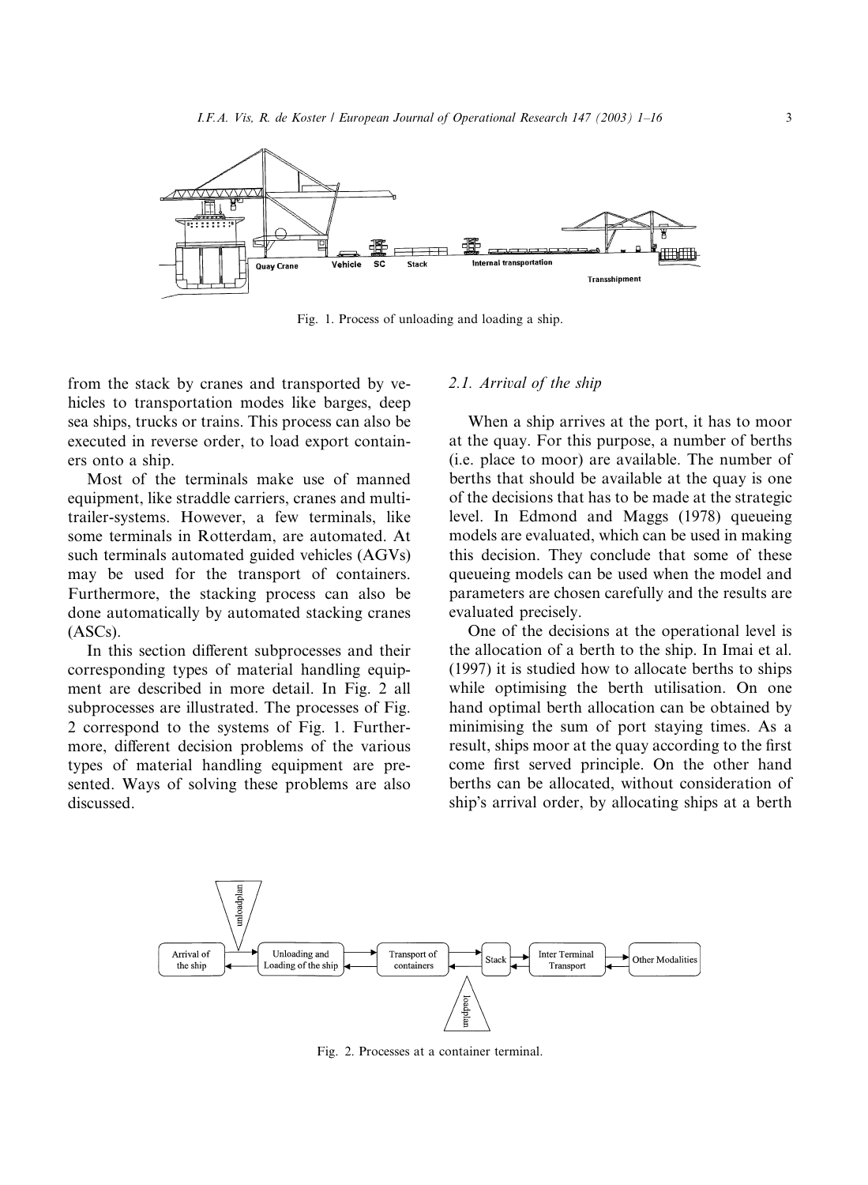Fig. 1. Process of unloading and loading a ship.

from the stack by cranes and transported by vehicles to transportation modes like barges, deep sea ships, trucks or trains. This process can also be executed in reverse order, to load export containers onto a ship.

Most of the terminals make use of manned equipment, like straddle carriers, cranes and multi-trailer-systems. However, a few terminals, like some terminals in Rotterdam, are automated. At such terminals automated guided vehicles (AGVs) may be used for the transport of containers. Furthermore, the stacking process can also be done automatically by automated stacking cranes (ASCs).

In this section different subprocesses and their corresponding types of material handling equipment are described in more detail. In Fig. 2 all subprocesses are illustrated. The processes of Fig. 2 correspond to the systems of Fig. 1. Furthermore, different decision problems of the various types of material handling equipment are presented. Ways of solving these problems are also discussed.

### 2.1. Arrival of the ship

When a ship arrives at the port, it has to moor at the quay. For this purpose, a number of berths (i.e. place to moor) are available. The number of berths that should be available at the quay is one of the decisions that has to be made at the strategic level. In Edmond and Maggs (1978) queueing models are evaluated, which can be used in making this decision. They conclude that some of these queueing models can be used when the model and parameters are chosen carefully and the results are evaluated precisely.

One of the decisions at the operational level is the allocation of a berth to the ship. In Imai et al. (1997) it is studied how to allocate berths to ships while optimising the berth utilisation. On one hand optimal berth allocation can be obtained by minimising the sum of port staying times. As a result, ships moor at the quay according to the first come first served principle. On the other hand berths can be allocated, without consideration of ship's arrival order, by allocating ships at a berth

Fig. 2. Processes at a container terminal.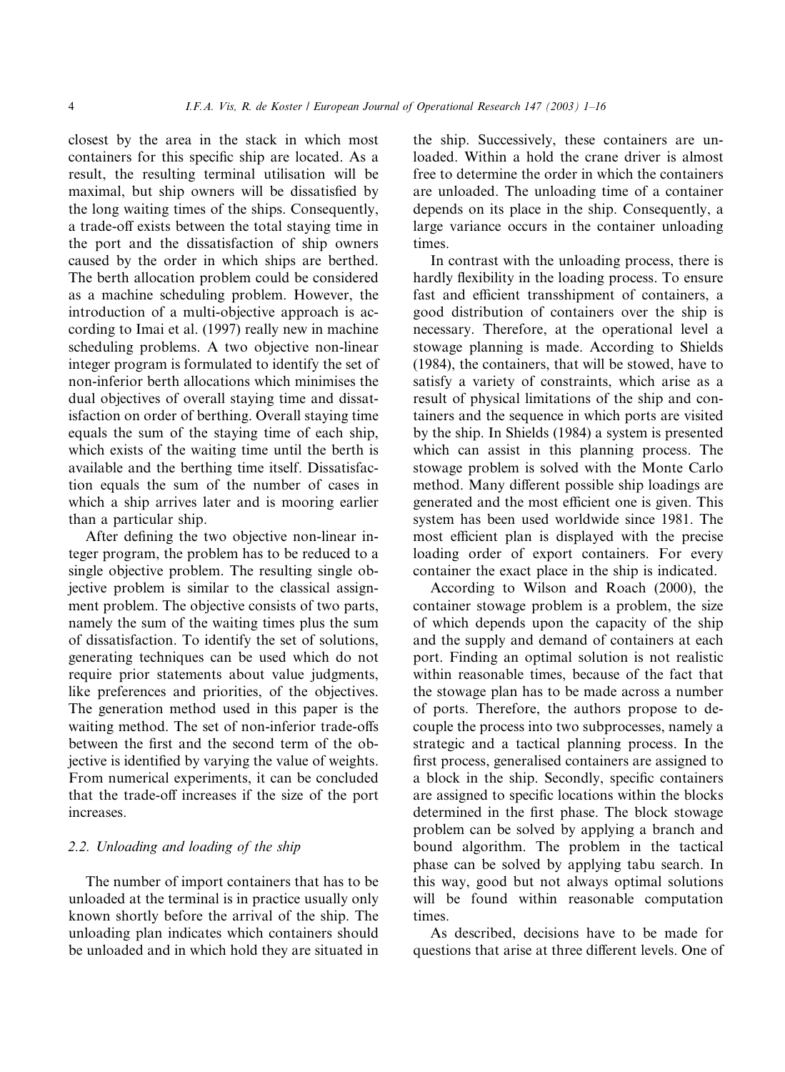closest by the area in the stack in which most containers for this specific ship are located. As a result, the resulting terminal utilisation will be maximal, but ship owners will be dissatisfied by the long waiting times of the ships. Consequently, a trade-off exists between the total staying time in the port and the dissatisfaction of ship owners caused by the order in which ships are berthed. The berth allocation problem could be considered as a machine scheduling problem. However, the introduction of a multi-objective approach is according to Imai et al. (1997) really new in machine scheduling problems. A two objective non-linear integer program is formulated to identify the set of non-inferior berth allocations which minimises the dual objectives of overall staying time and dissatisfaction on order of berthing. Overall staying time equals the sum of the staying time of each ship, which exists of the waiting time until the berth is available and the berthing time itself. Dissatisfaction equals the sum of the number of cases in which a ship arrives later and is mooring earlier than a particular ship.

After defining the two objective non-linear integer program, the problem has to be reduced to a single objective problem. The resulting single objective problem is similar to the classical assignment problem. The objective consists of two parts, namely the sum of the waiting times plus the sum of dissatisfaction. To identify the set of solutions, generating techniques can be used which do not require prior statements about value judgments, like preferences and priorities, of the objectives. The generation method used in this paper is the waiting method. The set of non-inferior trade-offs between the first and the second term of the objective is identified by varying the value of weights. From numerical experiments, it can be concluded that the trade-off increases if the size of the port increases.

### 2.2. Unloading and loading of the ship

The number of import containers that has to be unloaded at the terminal is in practice usually only known shortly before the arrival of the ship. The unloading plan indicates which containers should be unloaded and in which hold they are situated in the ship. Successively, these containers are unloaded. Within a hold the crane driver is almost free to determine the order in which the containers are unloaded. The unloading time of a container depends on its place in the ship. Consequently, a large variance occurs in the container unloading times.

In contrast with the unloading process, there is hardly flexibility in the loading process. To ensure fast and efficient transshipment of containers, a good distribution of containers over the ship is necessary. Therefore, at the operational level a stowage planning is made. According to Shields (1984), the containers, that will be stowed, have to satisfy a variety of constraints, which arise as a result of physical limitations of the ship and containers and the sequence in which ports are visited by the ship. In Shields (1984) a system is presented which can assist in this planning process. The stowage problem is solved with the Monte Carlo method. Many different possible ship loadings are generated and the most efficient one is given. This system has been used worldwide since 1981. The most efficient plan is displayed with the precise loading order of export containers. For every container the exact place in the ship is indicated.

According to Wilson and Roach (2000), the container stowage problem is a problem, the size of which depends upon the capacity of the ship and the supply and demand of containers at each port. Finding an optimal solution is not realistic within reasonable times, because of the fact that the stowage plan has to be made across a number of ports. Therefore, the authors propose to decouple the process into two subprocesses, namely a strategic and a tactical planning process. In the first process, generalised containers are assigned to a block in the ship. Secondly, specific containers are assigned to specific locations within the blocks determined in the first phase. The block stowage problem can be solved by applying a branch and bound algorithm. The problem in the tactical phase can be solved by applying tabu search. In this way, good but not always optimal solutions will be found within reasonable computation times.

As described, decisions have to be made for questions that arise at three different levels. One of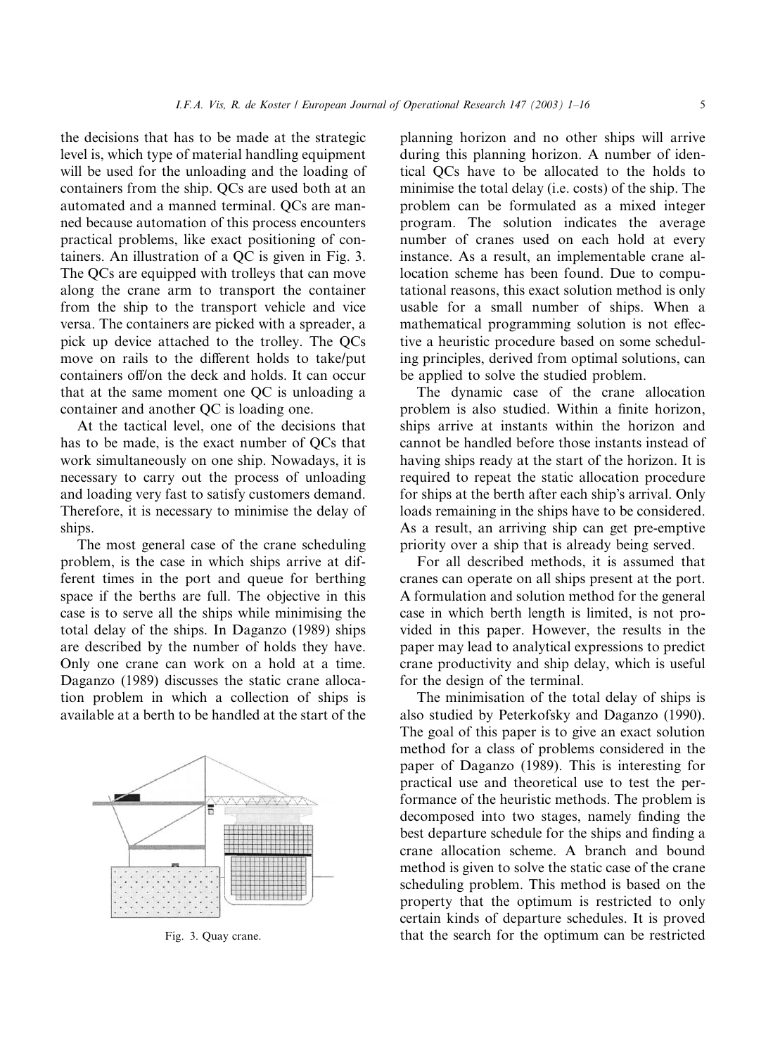the decisions that has to be made at the strategic level is, which type of material handling equipment will be used for the unloading and the loading of containers from the ship. QCs are used both at an automated and a manned terminal. QCs are manned because automation of this process encounters practical problems, like exact positioning of containers. An illustration of a QC is given in Fig. 3. The QCs are equipped with trolleys that can move along the crane arm to transport the container from the ship to the transport vehicle and vice versa. The containers are picked with a spreader, a pick up device attached to the trolley. The QCs move on rails to the different holds to take/put containers off/on the deck and holds. It can occur that at the same moment one QC is unloading a container and another QC is loading one.

At the tactical level, one of the decisions that has to be made, is the exact number of QCs that work simultaneously on one ship. Nowadays, it is necessary to carry out the process of unloading and loading very fast to satisfy customers demand. Therefore, it is necessary to minimise the delay of ships.

The most general case of the crane scheduling problem, is the case in which ships arrive at different times in the port and queue for berthing space if the berths are full. The objective in this case is to serve all the ships while minimising the total delay of the ships. In Daganzo (1989) ships are described by the number of holds they have. Only one crane can work on a hold at a time. Daganzo (1989) discusses the static crane allocation problem in which a collection of ships is available at a berth to be handled at the start of the planning horizon and no other ships will arrive during this planning horizon. A number of identical QCs have to be allocated to the holds to minimise the total delay (i.e. costs) of the ship. The problem can be formulated as a mixed integer program. The solution indicates the average number of cranes used on each hold at every instance. As a result, an implementable crane allocation scheme has been found. Due to computational reasons, this exact solution method is only usable for a small number of ships. When a mathematical programming solution is not effective a heuristic procedure based on some scheduling principles, derived from optimal solutions, can be applied to solve the studied problem.

Fig. 3. Quay crane.

The dynamic case of the crane allocation problem is also studied. Within a finite horizon, ships arrive at instants within the horizon and cannot be handled before those instants instead of having ships ready at the start of the horizon. It is required to repeat the static allocation procedure for ships at the berth after each ship's arrival. Only loads remaining in the ships have to be considered. As a result, an arriving ship can get pre-emptive priority over a ship that is already being served.

For all described methods, it is assumed that cranes can operate on all ships present at the port. A formulation and solution method for the general case in which berth length is limited, is not provided in this paper. However, the results in the paper may lead to analytical expressions to predict crane productivity and ship delay, which is useful for the design of the terminal.

The minimisation of the total delay of ships is also studied by Peterkofsky and Daganzo (1990). The goal of this paper is to give an exact solution method for a class of problems considered in the paper of Daganzo (1989). This is interesting for practical use and theoretical use to test the performance of the heuristic methods. The problem is decomposed into two stages, namely finding the best departure schedule for the ships and finding a crane allocation scheme. A branch and bound method is given to solve the static case of the crane scheduling problem. This method is based on the property that the optimum is restricted to only certain kinds of departure schedules. It is proved that the search for the optimum can be restricted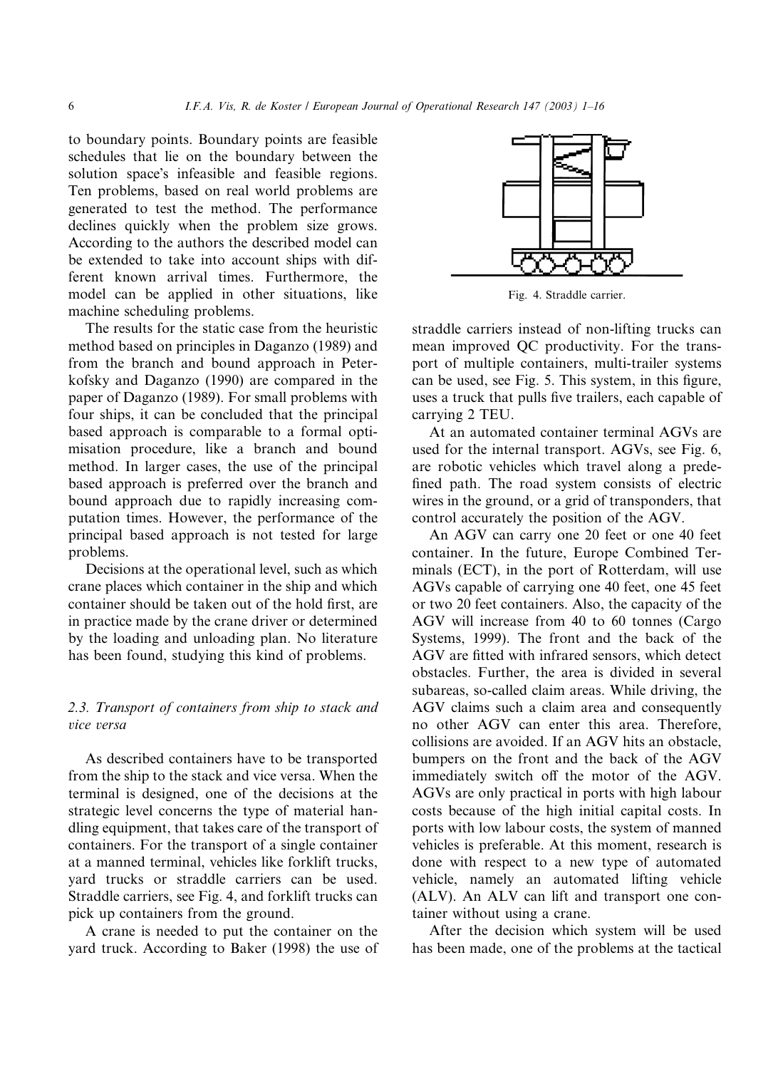to boundary points. Boundary points are feasible schedules that lie on the boundary between the solution space's infeasible and feasible regions. Ten problems, based on real world problems are generated to test the method. The performance declines quickly when the problem size grows. According to the authors the described model can be extended to take into account ships with different known arrival times. Furthermore, the model can be applied in other situations, like machine scheduling problems.

The results for the static case from the heuristic method based on principles in Daganzo (1989) and from the branch and bound approach in Peterkofsky and Daganzo (1990) are compared in the paper of Daganzo (1989). For small problems with four ships, it can be concluded that the principal based approach is comparable to a formal optimisation procedure, like a branch and bound method. In larger cases, the use of the principal based approach is preferred over the branch and bound approach due to rapidly increasing computation times. However, the performance of the principal based approach is not tested for large problems.

Decisions at the operational level, such as which crane places which container in the ship and which container should be taken out of the hold first, are in practice made by the crane driver or determined by the loading and unloading plan. No literature has been found, studying this kind of problems.

### 2.3. Transport of containers from ship to stack and vice versa

As described containers have to be transported from the ship to the stack and vice versa. When the terminal is designed, one of the decisions at the strategic level concerns the type of material handling equipment, that takes care of the transport of containers. For the transport of a single container at a manned terminal, vehicles like forklift trucks, yard trucks or straddle carriers can be used. Straddle carriers, see Fig. 4, and forklift trucks can pick up containers from the ground.

A crane is needed to put the container on the yard truck. According to Baker (1998) the use of straddle carriers instead of non-lifting trucks can mean improved QC productivity. For the transport of multiple containers, multi-trailer systems can be used, see Fig. 5. This system, in this figure, uses a truck that pulls five trailers, each capable of carrying 2 TEU.

Fig. 4. Straddle carrier.

At an automated container terminal AGVs are used for the internal transport. AGVs, see Fig. 6, are robotic vehicles which travel along a predefined path. The road system consists of electric wires in the ground, or a grid of transponders, that control accurately the position of the AGV.

An AGV can carry one 20 feet or one 40 feet container. In the future, Europe Combined Terminals (ECT), in the port of Rotterdam, will use AGVs capable of carrying one 40 feet, one 45 feet or two 20 feet containers. Also, the capacity of the AGV will increase from 40 to 60 tonnes (Cargo Systems, 1999). The front and the back of the AGV are fitted with infrared sensors, which detect obstacles. Further, the area is divided in several subareas, so-called claim areas. While driving, the AGV claims such a claim area and consequently no other AGV can enter this area. Therefore, collisions are avoided. If an AGV hits an obstacle, bumpers on the front and the back of the AGV immediately switch off the motor of the AGV. AGVs are only practical in ports with high labour costs because of the high initial capital costs. In ports with low labour costs, the system of manned vehicles is preferable. At this moment, research is done with respect to a new type of automated vehicle, namely an automated lifting vehicle (ALV). An ALV can lift and transport one container without using a crane.

After the decision which system will be used has been made, one of the problems at the tactical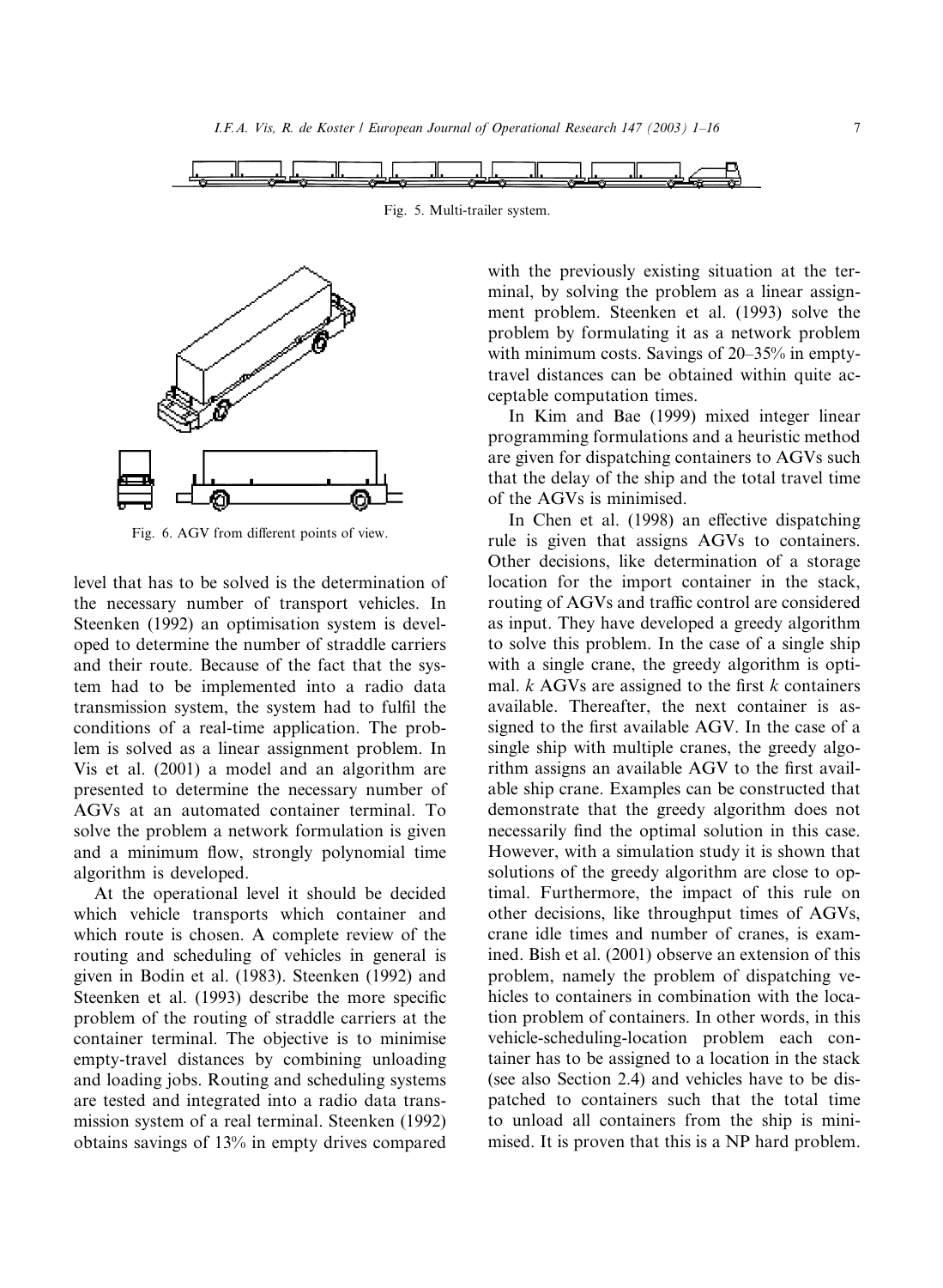Fig. 5. Multi-trailer system.

Fig. 6. AGV from different points of view.

level that has to be solved is the determination of the necessary number of transport vehicles. In Steenken (1992) an optimisation system is developed to determine the number of straddle carriers and their route. Because of the fact that the system had to be implemented into a radio data transmission system, the system had to fulfil the conditions of a real-time application. The problem is solved as a linear assignment problem. In Vis et al. (2001) a model and an algorithm are presented to determine the necessary number of AGVs at an automated container terminal. To solve the problem a network formulation is given and a minimum flow, strongly polynomial time algorithm is developed.

At the operational level it should be decided which vehicle transports which container and which route is chosen. A complete review of the routing and scheduling of vehicles in general is given in Bodin et al. (1983). Steenken (1992) and Steenken et al. (1993) describe the more specific problem of the routing of straddle carriers at the container terminal. The objective is to minimise empty-travel distances by combining unloading and loading jobs. Routing and scheduling systems are tested and integrated into a radio data transmission system of a real terminal. Steenken (1992) obtains savings of 13% in empty drives compared with the previously existing situation at the terminal, by solving the problem as a linear assignment problem. Steenken et al. (1993) solve the problem by formulating it as a network problem with minimum costs. Savings of 20–35% in empty-travel distances can be obtained within quite acceptable computation times.

In Kim and Bae (1999) mixed integer linear programming formulations and a heuristic method are given for dispatching containers to AGVs such that the delay of the ship and the total travel time of the AGVs is minimised.

In Chen et al. (1998) an effective dispatching rule is given that assigns AGVs to containers. Other decisions, like determination of a storage location for the import container in the stack, routing of AGVs and traffic control are considered as input. They have developed a greedy algorithm to solve this problem. In the case of a single ship with a single crane, the greedy algorithm is optimal. $k$ AGVs are assigned to the first $k$ containers available. Thereafter, the next container is assigned to the first available AGV. In the case of a single ship with multiple cranes, the greedy algorithm assigns an available AGV to the first available ship crane. Examples can be constructed that demonstrate that the greedy algorithm does not necessarily find the optimal solution in this case. However, with a simulation study it is shown that solutions of the greedy algorithm are close to optimal. Furthermore, the impact of this rule on other decisions, like throughput times of AGVs, crane idle times and number of cranes, is examined. Bish et al. (2001) observe an extension of this problem, namely the problem of dispatching vehicles to containers in combination with the location problem of containers. In other words, in this vehicle-scheduling-location problem each container has to be assigned to a location in the stack (see also Section 2.4) and vehicles have to be dispatched to containers such that the total time to unload all containers from the ship is minimised. It is proven that this is a NP hard problem.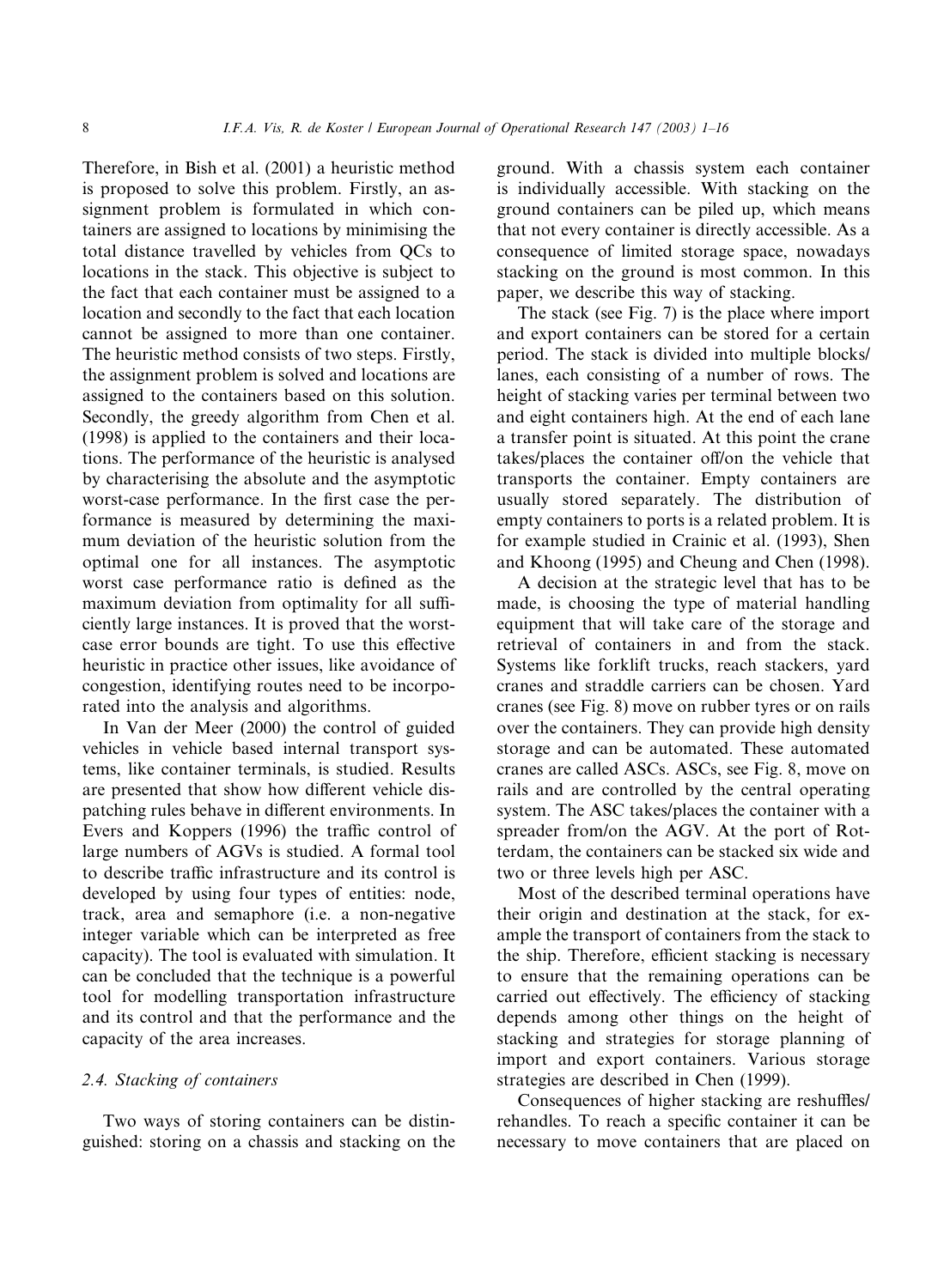Therefore, in Bish et al. (2001) a heuristic method is proposed to solve this problem. Firstly, an assignment problem is formulated in which containers are assigned to locations by minimising the total distance travelled by vehicles from QCs to locations in the stack. This objective is subject to the fact that each container must be assigned to a location and secondly to the fact that each location cannot be assigned to more than one container. The heuristic method consists of two steps. Firstly, the assignment problem is solved and locations are assigned to the containers based on this solution. Secondly, the greedy algorithm from Chen et al. (1998) is applied to the containers and their locations. The performance of the heuristic is analysed by characterising the absolute and the asymptotic worst-case performance. In the first case the performance is measured by determining the maximum deviation of the heuristic solution from the optimal one for all instances. The asymptotic worst case performance ratio is defined as the maximum deviation from optimality for all sufficiently large instances. It is proved that the worst-case error bounds are tight. To use this effective heuristic in practice other issues, like avoidance of congestion, identifying routes need to be incorporated into the analysis and algorithms.

In Van der Meer (2000) the control of guided vehicles in vehicle based internal transport systems, like container terminals, is studied. Results are presented that show how different vehicle dispatching rules behave in different environments. In Evers and Koppers (1996) the traffic control of large numbers of AGVs is studied. A formal tool to describe traffic infrastructure and its control is developed by using four types of entities: node, track, area and semaphore (i.e. a non-negative integer variable which can be interpreted as free capacity). The tool is evaluated with simulation. It can be concluded that the technique is a powerful tool for modelling transportation infrastructure and its control and that the performance and the capacity of the area increases.

### 2.4. Stacking of containers

Two ways of storing containers can be distinguished: storing on a chassis and stacking on the ground. With a chassis system each container is individually accessible. With stacking on the ground containers can be piled up, which means that not every container is directly accessible. As a consequence of limited storage space, nowadays stacking on the ground is most common. In this paper, we describe this way of stacking.

The stack (see Fig. 7) is the place where import and export containers can be stored for a certain period. The stack is divided into multiple blocks/lanes, each consisting of a number of rows. The height of stacking varies per terminal between two and eight containers high. At the end of each lane a transfer point is situated. At this point the crane takes/places the container off/on the vehicle that transports the container. Empty containers are usually stored separately. The distribution of empty containers to ports is a related problem. It is for example studied in Crainic et al. (1993), Shen and Khoong (1995) and Cheung and Chen (1998).

A decision at the strategic level that has to be made, is choosing the type of material handling equipment that will take care of the storage and retrieval of containers in and from the stack. Systems like forklift trucks, reach stackers, yard cranes and straddle carriers can be chosen. Yard cranes (see Fig. 8) move on rubber tyres or on rails over the containers. They can provide high density storage and can be automated. These automated cranes are called ASCs. ASCs, see Fig. 8, move on rails and are controlled by the central operating system. The ASC takes/places the container with a spreader from/on the AGV. At the port of Rotterdam, the containers can be stacked six wide and two or three levels high per ASC.

Most of the described terminal operations have their origin and destination at the stack, for example the transport of containers from the stack to the ship. Therefore, efficient stacking is necessary to ensure that the remaining operations can be carried out effectively. The efficiency of stacking depends among other things on the height of stacking and strategies for storage planning of import and export containers. Various storage strategies are described in Chen (1999).

Consequences of higher stacking are reshuffles/rehandles. To reach a specific container it can be necessary to move containers that are placed on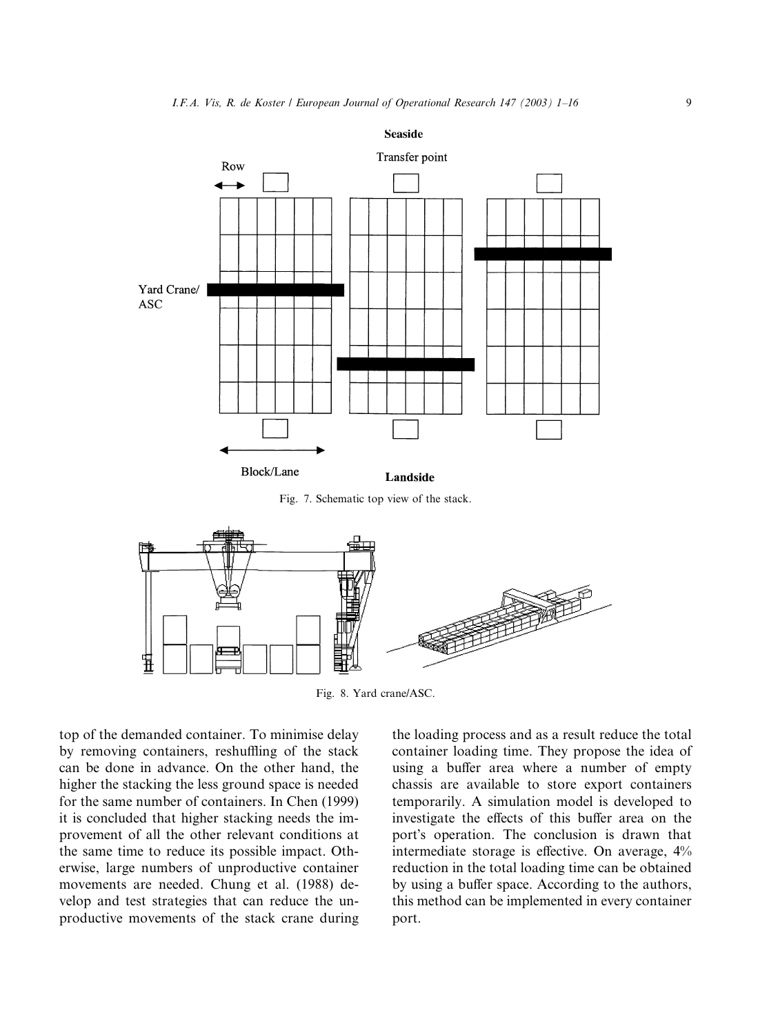Fig. 7. Schematic top view of the stack.

Fig. 8. Yard crane/ASC.

top of the demanded container. To minimise delay by removing containers, reshuffling of the stack can be done in advance. On the other hand, the higher the stacking the less ground space is needed for the same number of containers. In Chen (1999) it is concluded that higher stacking needs the improvement of all the other relevant conditions at the same time to reduce its possible impact. Otherwise, large numbers of unproductive container movements are needed. Chung et al. (1988) develop and test strategies that can reduce the unproductive movements of the stack crane during the loading process and as a result reduce the total container loading time. They propose the idea of using a buffer area where a number of empty chassis are available to store export containers temporarily. A simulation model is developed to investigate the effects of this buffer area on the port's operation. The conclusion is drawn that intermediate storage is effective. On average, 4% reduction in the total loading time can be obtained by using a buffer space. According to the authors, this method can be implemented in every container port.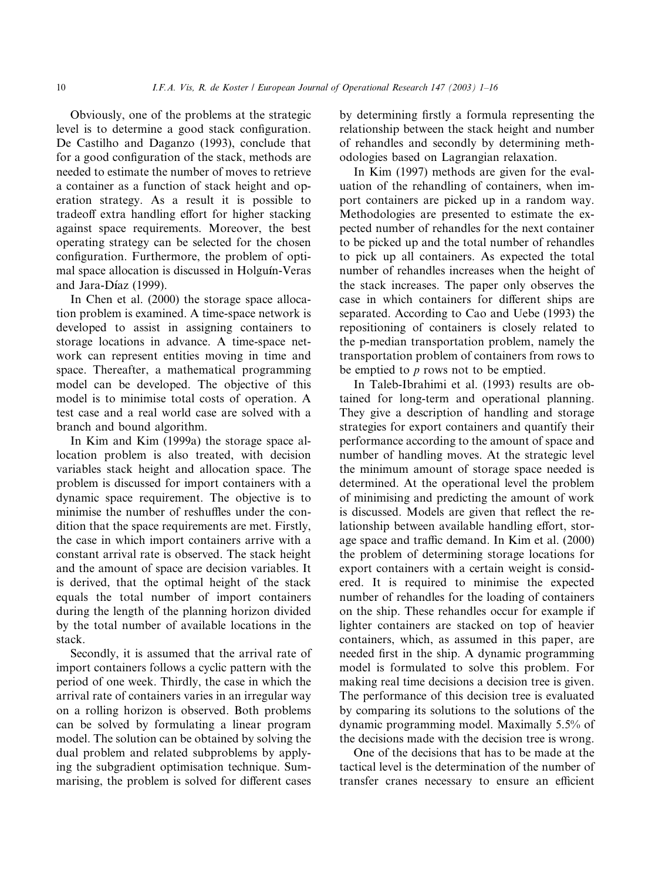Obviously, one of the problems at the strategic level is to determine a good stack configuration. De Castilho and Daganzo (1993), conclude that for a good configuration of the stack, methods are needed to estimate the number of moves to retrieve a container as a function of stack height and operation strategy. As a result it is possible to tradeoff extra handling effort for higher stacking against space requirements. Moreover, the best operating strategy can be selected for the chosen configuration. Furthermore, the problem of optimal space allocation is discussed in Holguín-Veras and Jara-Díaz (1999).

In Chen et al. (2000) the storage space allocation problem is examined. A time-space network is developed to assist in assigning containers to storage locations in advance. A time-space network can represent entities moving in time and space. Thereafter, a mathematical programming model can be developed. The objective of this model is to minimise total costs of operation. A test case and a real world case are solved with a branch and bound algorithm.

In Kim and Kim (1999a) the storage space allocation problem is also treated, with decision variables stack height and allocation space. The problem is discussed for import containers with a dynamic space requirement. The objective is to minimise the number of reshuffles under the condition that the space requirements are met. Firstly, the case in which import containers arrive with a constant arrival rate is observed. The stack height and the amount of space are decision variables. It is derived, that the optimal height of the stack equals the total number of import containers during the length of the planning horizon divided by the total number of available locations in the stack.

Secondly, it is assumed that the arrival rate of import containers follows a cyclic pattern with the period of one week. Thirdly, the case in which the arrival rate of containers varies in an irregular way on a rolling horizon is observed. Both problems can be solved by formulating a linear program model. The solution can be obtained by solving the dual problem and related subproblems by applying the subgradient optimisation technique. Summarising, the problem is solved for different cases by determining firstly a formula representing the relationship between the stack height and number of rehandles and secondly by determining methodologies based on Lagrangian relaxation.

In Kim (1997) methods are given for the evaluation of the rehandling of containers, when import containers are picked up in a random way. Methodologies are presented to estimate the expected number of rehandles for the next container to be picked up and the total number of rehandles to pick up all containers. As expected the total number of rehandles increases when the height of the stack increases. The paper only observes the case in which containers for different ships are separated. According to Cao and Uebe (1993) the repositioning of containers is closely related to the p-median transportation problem, namely the transportation problem of containers from rows to be emptied to $p$ rows not to be emptied.

In Taleb-Ibrahimi et al. (1993) results are obtained for long-term and operational planning. They give a description of handling and storage strategies for export containers and quantify their performance according to the amount of space and number of handling moves. At the strategic level the minimum amount of storage space needed is determined. At the operational level the problem of minimising and predicting the amount of work is discussed. Models are given that reflect the relationship between available handling effort, storage space and traffic demand. In Kim et al. (2000) the problem of determining storage locations for export containers with a certain weight is considered. It is required to minimise the expected number of rehandles for the loading of containers on the ship. These rehandles occur for example if lighter containers are stacked on top of heavier containers, which, as assumed in this paper, are needed first in the ship. A dynamic programming model is formulated to solve this problem. For making real time decisions a decision tree is given. The performance of this decision tree is evaluated by comparing its solutions to the solutions of the dynamic programming model. Maximally 5.5% of the decisions made with the decision tree is wrong.

One of the decisions that has to be made at the tactical level is the determination of the number of transfer cranes necessary to ensure an efficient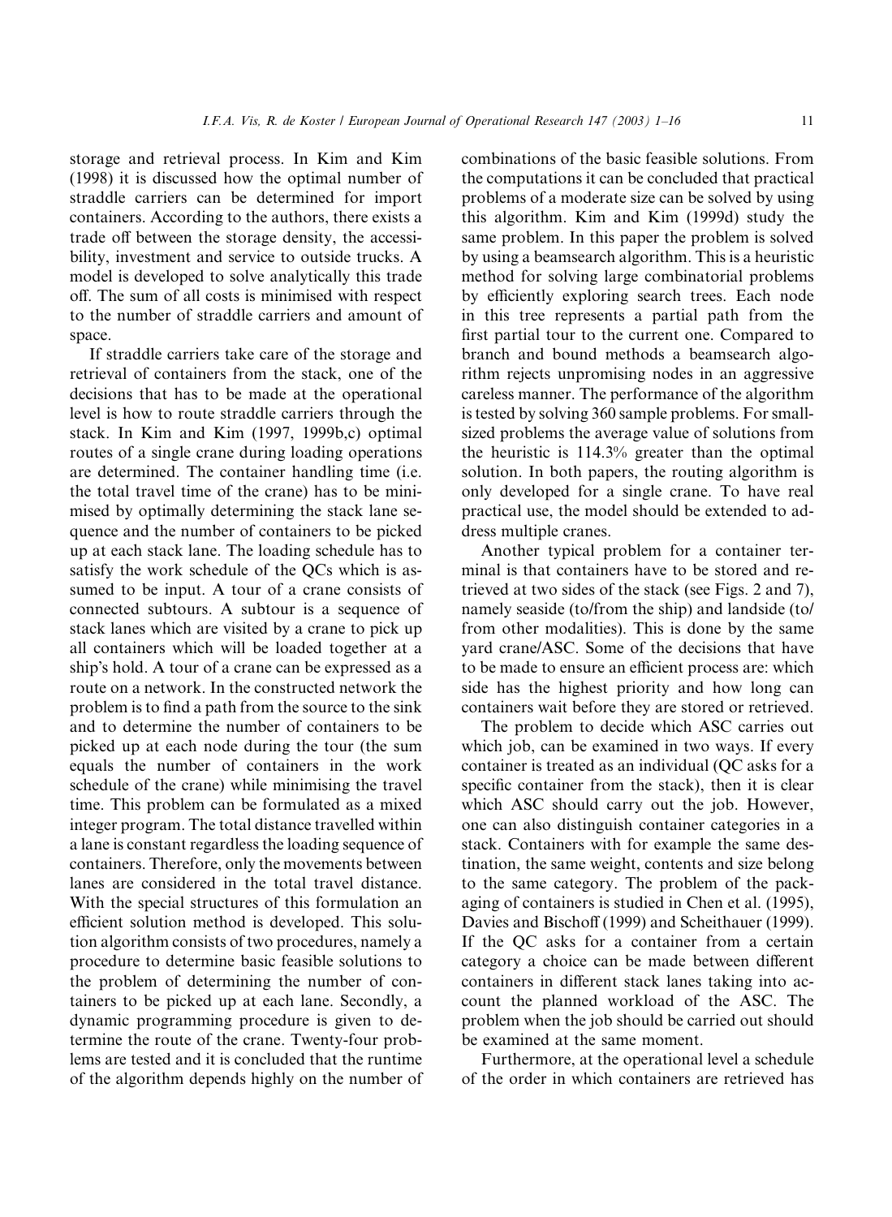storage and retrieval process. In Kim and Kim (1998) it is discussed how the optimal number of straddle carriers can be determined for import containers. According to the authors, there exists a trade off between the storage density, the accessibility, investment and service to outside trucks. A model is developed to solve analytically this trade off. The sum of all costs is minimised with respect to the number of straddle carriers and amount of space.

If straddle carriers take care of the storage and retrieval of containers from the stack, one of the decisions that has to be made at the operational level is how to route straddle carriers through the stack. In Kim and Kim (1997, 1999b,c) optimal routes of a single crane during loading operations are determined. The container handling time (i.e. the total travel time of the crane) has to be minimised by optimally determining the stack lane sequence and the number of containers to be picked up at each stack lane. The loading schedule has to satisfy the work schedule of the QCs which is assumed to be input. A tour of a crane consists of connected subtours. A subtour is a sequence of stack lanes which are visited by a crane to pick up all containers which will be loaded together at a ship's hold. A tour of a crane can be expressed as a route on a network. In the constructed network the problem is to find a path from the source to the sink and to determine the number of containers to be picked up at each node during the tour (the sum equals the number of containers in the work schedule of the crane) while minimising the travel time. This problem can be formulated as a mixed integer program. The total distance travelled within a lane is constant regardless the loading sequence of containers. Therefore, only the movements between lanes are considered in the total travel distance. With the special structures of this formulation an efficient solution method is developed. This solution algorithm consists of two procedures, namely a procedure to determine basic feasible solutions to the problem of determining the number of containers to be picked up at each lane. Secondly, a dynamic programming procedure is given to determine the route of the crane. Twenty-four problems are tested and it is concluded that the runtime of the algorithm depends highly on the number of combinations of the basic feasible solutions. From the computations it can be concluded that practical problems of a moderate size can be solved by using this algorithm. Kim and Kim (1999d) study the same problem. In this paper the problem is solved by using a beamsearch algorithm. This is a heuristic method for solving large combinatorial problems by efficiently exploring search trees. Each node in this tree represents a partial path from the first partial tour to the current one. Compared to branch and bound methods a beamsearch algorithm rejects unpromising nodes in an aggressive careless manner. The performance of the algorithm is tested by solving 360 sample problems. For small-sized problems the average value of solutions from the heuristic is 114.3% greater than the optimal solution. In both papers, the routing algorithm is only developed for a single crane. To have real practical use, the model should be extended to address multiple cranes.

Another typical problem for a container terminal is that containers have to be stored and retrieved at two sides of the stack (see Figs. 2 and 7), namely seaside (to/from the ship) and landside (to/from other modalities). This is done by the same yard crane/ASC. Some of the decisions that have to be made to ensure an efficient process are: which side has the highest priority and how long can containers wait before they are stored or retrieved.

The problem to decide which ASC carries out which job, can be examined in two ways. If every container is treated as an individual (QC asks for a specific container from the stack), then it is clear which ASC should carry out the job. However, one can also distinguish container categories in a stack. Containers with for example the same destination, the same weight, contents and size belong to the same category. The problem of the packaging of containers is studied in Chen et al. (1995), Davies and Bischoff (1999) and Scheithauer (1999). If the QC asks for a container from a certain category a choice can be made between different containers in different stack lanes taking into account the planned workload of the ASC. The problem when the job should be carried out should be examined at the same moment.

Furthermore, at the operational level a schedule of the order in which containers are retrieved has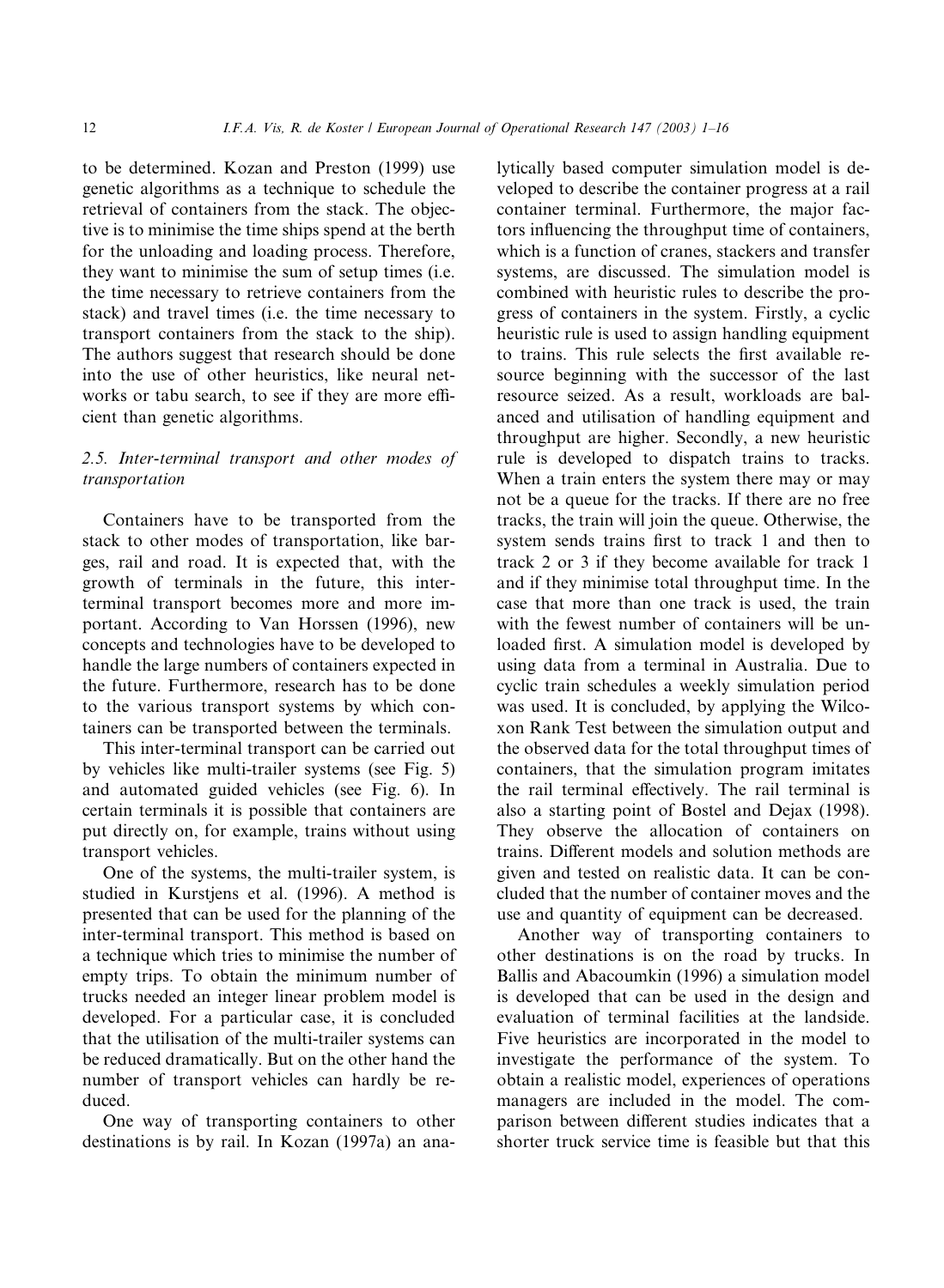to be determined. Kozan and Preston (1999) use genetic algorithms as a technique to schedule the retrieval of containers from the stack. The objective is to minimise the time ships spend at the berth for the unloading and loading process. Therefore, they want to minimise the sum of setup times (i.e. the time necessary to retrieve containers from the stack) and travel times (i.e. the time necessary to transport containers from the stack to the ship). The authors suggest that research should be done into the use of other heuristics, like neural networks or tabu search, to see if they are more efficient than genetic algorithms.

### 2.5. Inter-terminal transport and other modes of transportation

Containers have to be transported from the stack to other modes of transportation, like barges, rail and road. It is expected that, with the growth of terminals in the future, this inter-terminal transport becomes more and more important. According to Van Horssen (1996), new concepts and technologies have to be developed to handle the large numbers of containers expected in the future. Furthermore, research has to be done to the various transport systems by which containers can be transported between the terminals.

This inter-terminal transport can be carried out by vehicles like multi-trailer systems (see Fig. 5) and automated guided vehicles (see Fig. 6). In certain terminals it is possible that containers are put directly on, for example, trains without using transport vehicles.

One of the systems, the multi-trailer system, is studied in Kurstjens et al. (1996). A method is presented that can be used for the planning of the inter-terminal transport. This method is based on a technique which tries to minimise the number of empty trips. To obtain the minimum number of trucks needed an integer linear problem model is developed. For a particular case, it is concluded that the utilisation of the multi-trailer systems can be reduced dramatically. But on the other hand the number of transport vehicles can hardly be reduced.

One way of transporting containers to other destinations is by rail. In Kozan (1997a) an analytically based computer simulation model is developed to describe the container progress at a rail container terminal. Furthermore, the major factors influencing the throughput time of containers, which is a function of cranes, stackers and transfer systems, are discussed. The simulation model is combined with heuristic rules to describe the progress of containers in the system. Firstly, a cyclic heuristic rule is used to assign handling equipment to trains. This rule selects the first available resource beginning with the successor of the last resource seized. As a result, workloads are balanced and utilisation of handling equipment and throughput are higher. Secondly, a new heuristic rule is developed to dispatch trains to tracks. When a train enters the system there may or may not be a queue for the tracks. If there are no free tracks, the train will join the queue. Otherwise, the system sends trains first to track 1 and then to track 2 or 3 if they become available for track 1 and if they minimise total throughput time. In the case that more than one track is used, the train with the fewest number of containers will be unloaded first. A simulation model is developed by using data from a terminal in Australia. Due to cyclic train schedules a weekly simulation period was used. It is concluded, by applying the Wilcoxon Rank Test between the simulation output and the observed data for the total throughput times of containers, that the simulation program imitates the rail terminal effectively. The rail terminal is also a starting point of Bostel and Dejax (1998). They observe the allocation of containers on trains. Different models and solution methods are given and tested on realistic data. It can be concluded that the number of container moves and the use and quantity of equipment can be decreased.

Another way of transporting containers to other destinations is on the road by trucks. In Ballis and Abacoumkin (1996) a simulation model is developed that can be used in the design and evaluation of terminal facilities at the landside. Five heuristics are incorporated in the model to investigate the performance of the system. To obtain a realistic model, experiences of operations managers are included in the model. The comparison between different studies indicates that a shorter truck service time is feasible but that this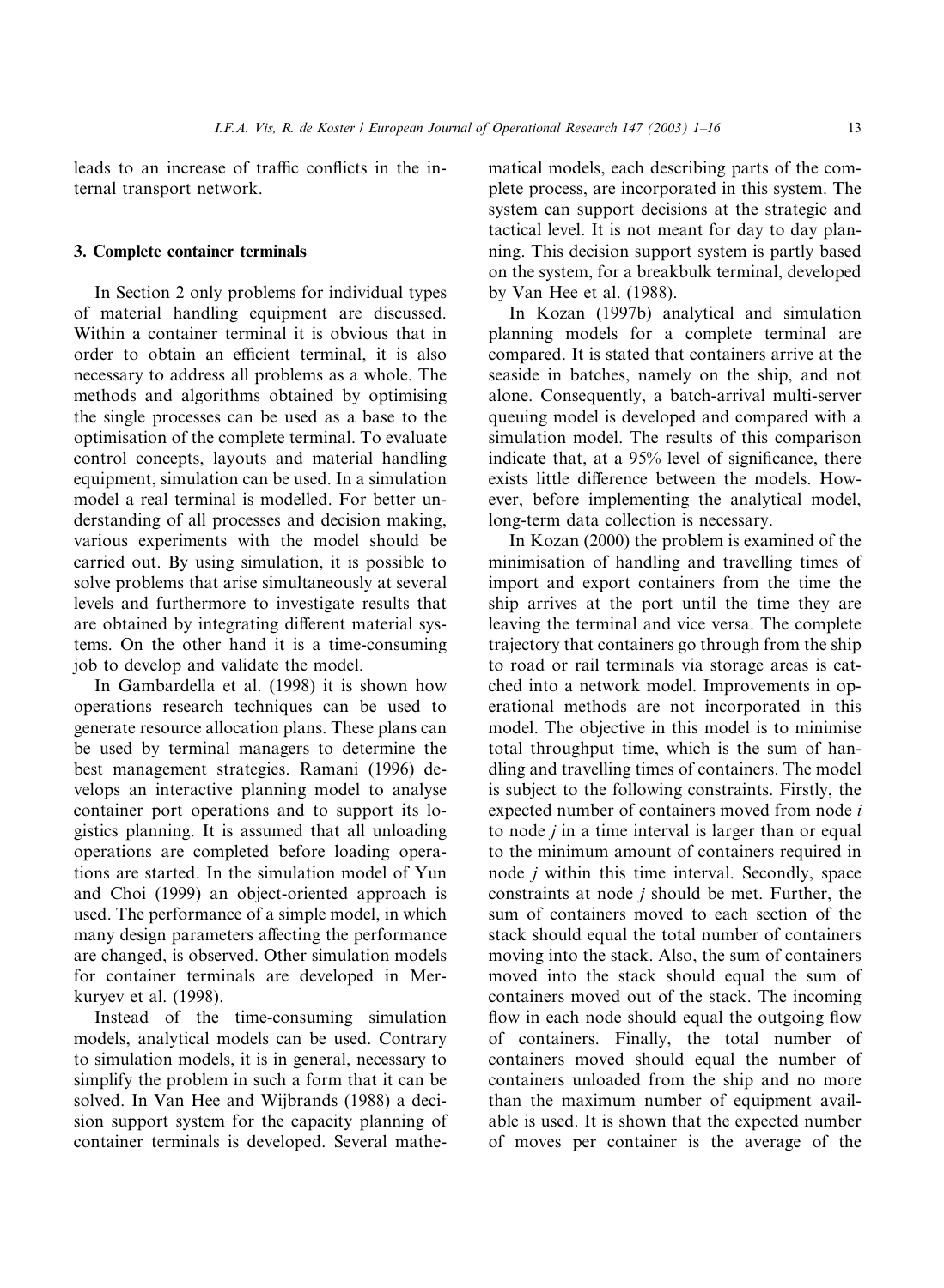leads to an increase of traffic conflicts in the internal transport network.

## 3. Complete container terminals

In Section 2 only problems for individual types of material handling equipment are discussed. Within a container terminal it is obvious that in order to obtain an efficient terminal, it is also necessary to address all problems as a whole. The methods and algorithms obtained by optimising the single processes can be used as a base to the optimisation of the complete terminal. To evaluate control concepts, layouts and material handling equipment, simulation can be used. In a simulation model a real terminal is modelled. For better understanding of all processes and decision making, various experiments with the model should be carried out. By using simulation, it is possible to solve problems that arise simultaneously at several levels and furthermore to investigate results that are obtained by integrating different material systems. On the other hand it is a time-consuming job to develop and validate the model.

In Gambardella et al. (1998) it is shown how operations research techniques can be used to generate resource allocation plans. These plans can be used by terminal managers to determine the best management strategies. Ramani (1996) develops an interactive planning model to analyse container port operations and to support its logistics planning. It is assumed that all unloading operations are completed before loading operations are started. In the simulation model of Yun and Choi (1999) an object-oriented approach is used. The performance of a simple model, in which many design parameters affecting the performance are changed, is observed. Other simulation models for container terminals are developed in Merkuryev et al. (1998).

Instead of the time-consuming simulation models, analytical models can be used. Contrary to simulation models, it is in general, necessary to simplify the problem in such a form that it can be solved. In Van Hee and Wijbrands (1988) a decision support system for the capacity planning of container terminals is developed. Several mathematical models, each describing parts of the complete process, are incorporated in this system. The system can support decisions at the strategic and tactical level. It is not meant for day to day planning. This decision support system is partly based on the system, for a breakbulk terminal, developed by Van Hee et al. (1988).

In Kozan (1997b) analytical and simulation planning models for a complete terminal are compared. It is stated that containers arrive at the seaside in batches, namely on the ship, and not alone. Consequently, a batch-arrival multi-server queuing model is developed and compared with a simulation model. The results of this comparison indicate that, at a 95% level of significance, there exists little difference between the models. However, before implementing the analytical model, long-term data collection is necessary.

In Kozan (2000) the problem is examined of the minimisation of handling and travelling times of import and export containers from the time the ship arrives at the port until the time they are leaving the terminal and vice versa. The complete trajectory that containers go through from the ship to road or rail terminals via storage areas is catched into a network model. Improvements in operational methods are not incorporated in this model. The objective in this model is to minimise total throughput time, which is the sum of handling and travelling times of containers. The model is subject to the following constraints. Firstly, the expected number of containers moved from node $i$ to node $j$ in a time interval is larger than or equal to the minimum amount of containers required in node $j$ within this time interval. Secondly, space constraints at node $j$ should be met. Further, the sum of containers moved to each section of the stack should equal the total number of containers moving into the stack. Also, the sum of containers moved into the stack should equal the sum of containers moved out of the stack. The incoming flow in each node should equal the outgoing flow of containers. Finally, the total number of containers moved should equal the number of containers unloaded from the ship and no more than the maximum number of equipment available is used. It is shown that the expected number of moves per container is the average of the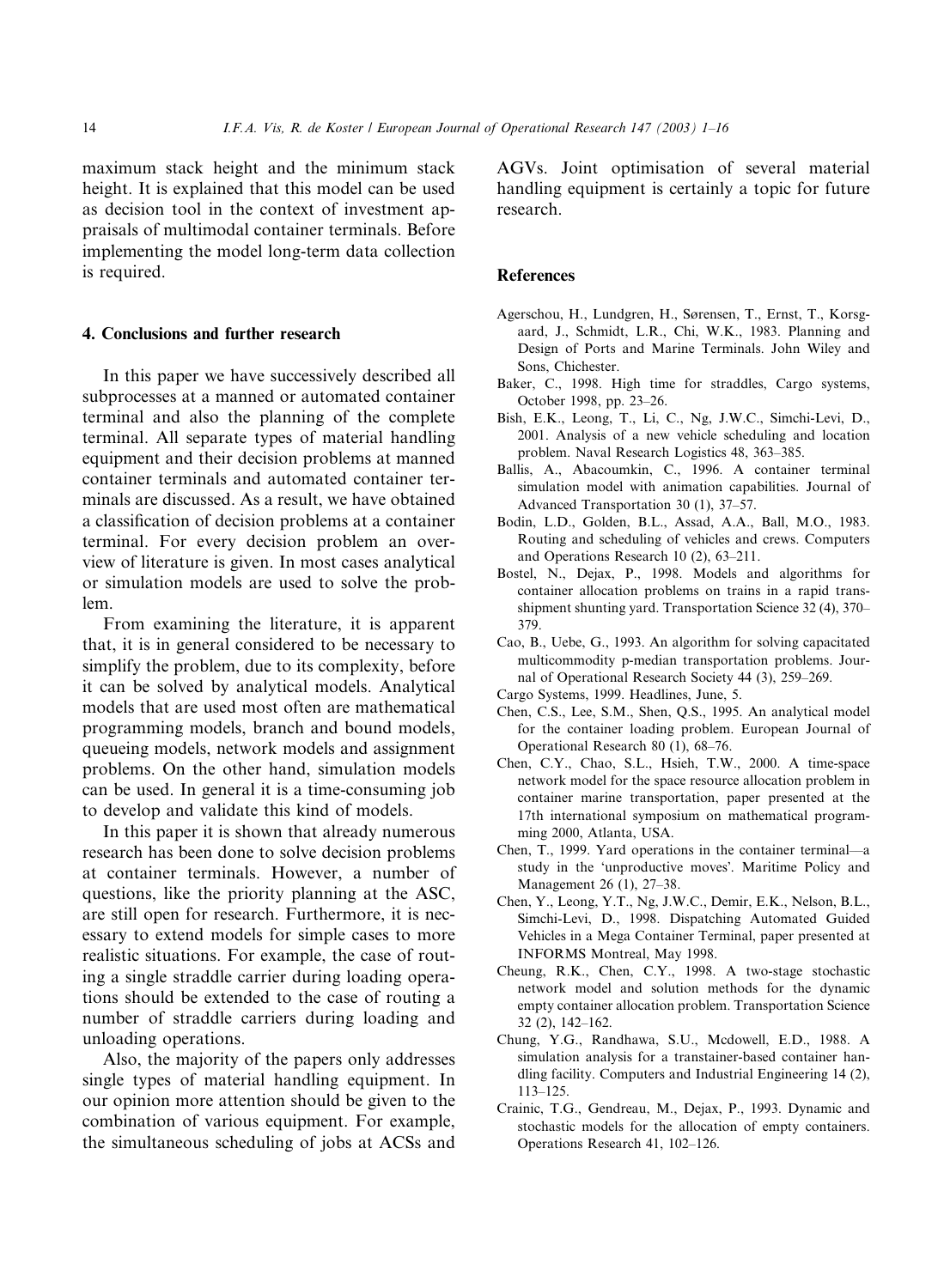maximum stack height and the minimum stack height. It is explained that this model can be used as decision tool in the context of investment appraisals of multimodal container terminals. Before implementing the model long-term data collection is required.

## 4. Conclusions and further research

In this paper we have successively described all subprocesses at a manned or automated container terminal and also the planning of the complete terminal. All separate types of material handling equipment and their decision problems at manned container terminals and automated container terminals are discussed. As a result, we have obtained a classification of decision problems at a container terminal. For every decision problem an overview of literature is given. In most cases analytical or simulation models are used to solve the problem.

From examining the literature, it is apparent that, it is in general considered to be necessary to simplify the problem, due to its complexity, before it can be solved by analytical models. Analytical models that are used most often are mathematical programming models, branch and bound models, queueing models, network models and assignment problems. On the other hand, simulation models can be used. In general it is a time-consuming job to develop and validate this kind of models.

In this paper it is shown that already numerous research has been done to solve decision problems at container terminals. However, a number of questions, like the priority planning at the ASC, are still open for research. Furthermore, it is necessary to extend models for simple cases to more realistic situations. For example, the case of routing a single straddle carrier during loading operations should be extended to the case of routing a number of straddle carriers during loading and unloading operations.

Also, the majority of the papers only addresses single types of material handling equipment. In our opinion more attention should be given to the combination of various equipment. For example, the simultaneous scheduling of jobs at ACSs and AGVs. Joint optimisation of several material handling equipment is certainly a topic for future research.

## References

Agerschou, H., Lundgren, H., Sørensen, T., Ernst, T., Korsgaard, J., Schmidt, L.R., Chi, W.K., 1983. Planning and Design of Ports and Marine Terminals. John Wiley and Sons, Chichester.

Baker, C., 1998. High time for straddles, Cargo systems, October 1998, pp. 23–26.

Bish, E.K., Leong, T., Li, C., Ng, J.W.C., Simchi-Levi, D., 2001. Analysis of a new vehicle scheduling and location problem. Naval Research Logistics 48, 363–385.

Ballis, A., Abacoumkin, C., 1996. A container terminal simulation model with animation capabilities. Journal of Advanced Transportation 30 (1), 37–57.

Bodin, L.D., Golden, B.L., Assad, A.A., Ball, M.O., 1983. Routing and scheduling of vehicles and crews. Computers and Operations Research 10 (2), 63–211.

Bostel, N., Dejax, P., 1998. Models and algorithms for container allocation problems on trains in a rapid transshipment shunting yard. Transportation Science 32 (4), 370–379.

Cao, B., Uebe, G., 1993. An algorithm for solving capacitated multicommodity p-median transportation problems. Journal of Operational Research Society 44 (3), 259–269.

Cargo Systems, 1999. Headlines, June, 5.

Chen, C.S., Lee, S.M., Shen, Q.S., 1995. An analytical model for the container loading problem. European Journal of Operational Research 80 (1), 68–76.

Chen, C.Y., Chao, S.L., Hsieh, T.W., 2000. A time-space network model for the space resource allocation problem in container marine transportation, paper presented at the 17th international symposium on mathematical programming 2000, Atlanta, USA.

Chen, T., 1999. Yard operations in the container terminal—a study in the 'unproductive moves'. Maritime Policy and Management 26 (1), 27–38.

Chen, Y., Leong, Y.T., Ng, J.W.C., Demir, E.K., Nelson, B.L., Simchi-Levi, D., 1998. Dispatching Automated Guided Vehicles in a Mega Container Terminal, paper presented at INFORMS Montreal, May 1998.

Cheung, R.K., Chen, C.Y., 1998. A two-stage stochastic network model and solution methods for the dynamic empty container allocation problem. Transportation Science 32 (2), 142–162.

Chung, Y.G., Randhawa, S.U., Mcdowell, E.D., 1988. A simulation analysis for a transtainer-based container handling facility. Computers and Industrial Engineering 14 (2), 113–125.

Crainic, T.G., Gendreau, M., Dejax, P., 1993. Dynamic and stochastic models for the allocation of empty containers. Operations Research 41, 102–126.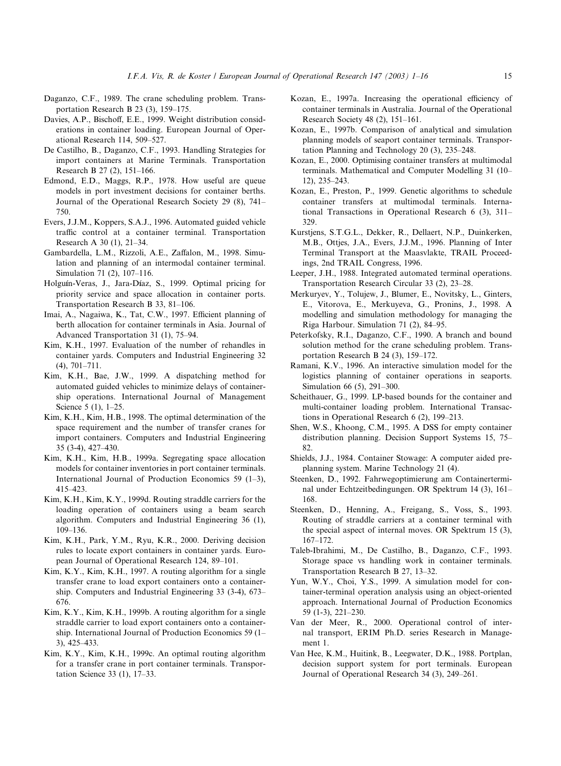Daganzo, C.F., 1989. The crane scheduling problem. Transportation Research B 23 (3), 159–175.

Davies, A.P., Bischoff, E.E., 1999. Weight distribution considerations in container loading. European Journal of Operational Research 114, 509–527.

De Castilho, B., Daganzo, C.F., 1993. Handling Strategies for import containers at Marine Terminals. Transportation Research B 27 (2), 151–166.

Edmond, E.D., Maggs, R.P., 1978. How useful are queue models in port investment decisions for container berths. Journal of the Operational Research Society 29 (8), 741–750.

Evers, J.J.M., Koppers, S.A.J., 1996. Automated guided vehicle traffic control at a container terminal. Transportation Research A 30 (1), 21–34.

Gambardella, L.M., Rizzoli, A.E., Zaffalon, M., 1998. Simulation and planning of an intermodal container terminal. Simulation 71 (2), 107–116.

Holguín-Veras, J., Jara-Díaz, S., 1999. Optimal pricing for priority service and space allocation in container ports. Transportation Research B 33, 81–106.

Imai, A., Nagaiwa, K., Tat, C.W., 1997. Efficient planning of berth allocation for container terminals in Asia. Journal of Advanced Transportation 31 (1), 75–94.

Kim, K.H., 1997. Evaluation of the number of rehandles in container yards. Computers and Industrial Engineering 32 (4), 701–711.

Kim, K.H., Bae, J.W., 1999. A dispatching method for automated guided vehicles to minimize delays of containership operations. International Journal of Management Science 5 (1), 1–25.

Kim, K.H., Kim, H.B., 1998. The optimal determination of the space requirement and the number of transfer cranes for import containers. Computers and Industrial Engineering 35 (3-4), 427–430.

Kim, K.H., Kim, H.B., 1999a. Segregating space allocation models for container inventories in port container terminals. International Journal of Production Economics 59 (1–3), 415–423.

Kim, K.H., Kim, K.Y., 1999d. Routing straddle carriers for the loading operation of containers using a beam search algorithm. Computers and Industrial Engineering 36 (1), 109–136.

Kim, K.H., Park, Y.M., Ryu, K.R., 2000. Deriving decision rules to locate export containers in container yards. European Journal of Operational Research 124, 89–101.

Kim, K.Y., Kim, K.H., 1997. A routing algorithm for a single transfer crane to load export containers onto a containership. Computers and Industrial Engineering 33 (3-4), 673–676.

Kim, K.Y., Kim, K.H., 1999b. A routing algorithm for a single straddle carrier to load export containers onto a containership. International Journal of Production Economics 59 (1–3), 425–433.

Kim, K.Y., Kim, K.H., 1999c. An optimal routing algorithm for a transfer crane in port container terminals. Transportation Science 33 (1), 17–33.

Kozan, E., 1997a. Increasing the operational efficiency of container terminals in Australia. Journal of the Operational Research Society 48 (2), 151–161.

Kozan, E., 1997b. Comparison of analytical and simulation planning models of seaport container terminals. Transportation Planning and Technology 20 (3), 235–248.

Kozan, E., 2000. Optimising container transfers at multimodal terminals. Mathematical and Computer Modelling 31 (10–12), 235–243.

Kozan, E., Preston, P., 1999. Genetic algorithms to schedule container transfers at multimodal terminals. International Transactions in Operational Research 6 (3), 311–329.

Kurstjens, S.T.G.L., Dekker, R., Dellaert, N.P., Duinkerken, M.B., Ottjes, J.A., Evers, J.J.M., 1996. Planning of Inter Terminal Transport at the Maasvlakte, TRAIL Proceedings, 2nd TRAIL Congress, 1996.

Leeper, J.H., 1988. Integrated automated terminal operations. Transportation Research Circular 33 (2), 23–28.

Merkuryev, Y., Tolujew, J., Blumer, E., Novitsky, L., Ginters, E., Vitorova, E., Merkuyeva, G., Pronins, J., 1998. A modelling and simulation methodology for managing the Riga Harbour. Simulation 71 (2), 84–95.

Peterkofsky, R.I., Daganzo, C.F., 1990. A branch and bound solution method for the crane scheduling problem. Transportation Research B 24 (3), 159–172.

Ramani, K.V., 1996. An interactive simulation model for the logistics planning of container operations in seaports. Simulation 66 (5), 291–300.

Scheithauer, G., 1999. LP-based bounds for the container and multi-container loading problem. International Transactions in Operational Research 6 (2), 199–213.

Shen, W.S., Khoong, C.M., 1995. A DSS for empty container distribution planning. Decision Support Systems 15, 75–82.

Shields, J.J., 1984. Container Stowage: A computer aided preplanning system. Marine Technology 21 (4).

Steenken, D., 1992. Fahrwegoptimierung am Containerterminal under Echtzeitbedingungen. OR Spektrum 14 (3), 161–168.

Steenken, D., Henning, A., Freigang, S., Voss, S., 1993. Routing of straddle carriers at a container terminal with the special aspect of internal moves. OR Spektrum 15 (3), 167–172.

Taleb-Ibrahimi, M., De Castilho, B., Daganzo, C.F., 1993. Storage space vs handling work in container terminals. Transportation Research B 27, 13–32.

Yun, W.Y., Choi, Y.S., 1999. A simulation model for container-terminal operation analysis using an object-oriented approach. International Journal of Production Economics 59 (1-3), 221–230.

Van der Meer, R., 2000. Operational control of internal transport, ERIM Ph.D. series Research in Management 1.

Van Hee, K.M., Huitink, B., Leegwater, D.K., 1988. Portplan, decision support system for port terminals. European Journal of Operational Research 34 (3), 249–261.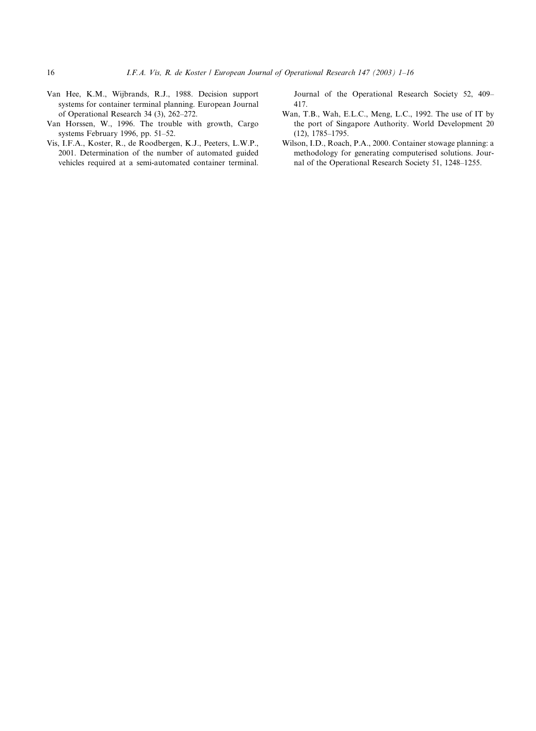Van Hee, K.M., Wijbrands, R.J., 1988. Decision support systems for container terminal planning. European Journal of Operational Research 34 (3), 262–272.

Van Horssen, W., 1996. The trouble with growth, Cargo systems February 1996, pp. 51–52.

Vis, I.F.A., Koster, R., de Roodbergen, K.J., Peeters, L.W.P., 2001. Determination of the number of automated guided vehicles required at a semi-automated container terminal. Journal of the Operational Research Society 52, 409–417.

Wan, T.B., Wah, E.L.C., Meng, L.C., 1992. The use of IT by the port of Singapore Authority. World Development 20 (12), 1785–1795.

Wilson, I.D., Roach, P.A., 2000. Container stowage planning: a methodology for generating computerised solutions. Journal of the Operational Research Society 51, 1248–1255.